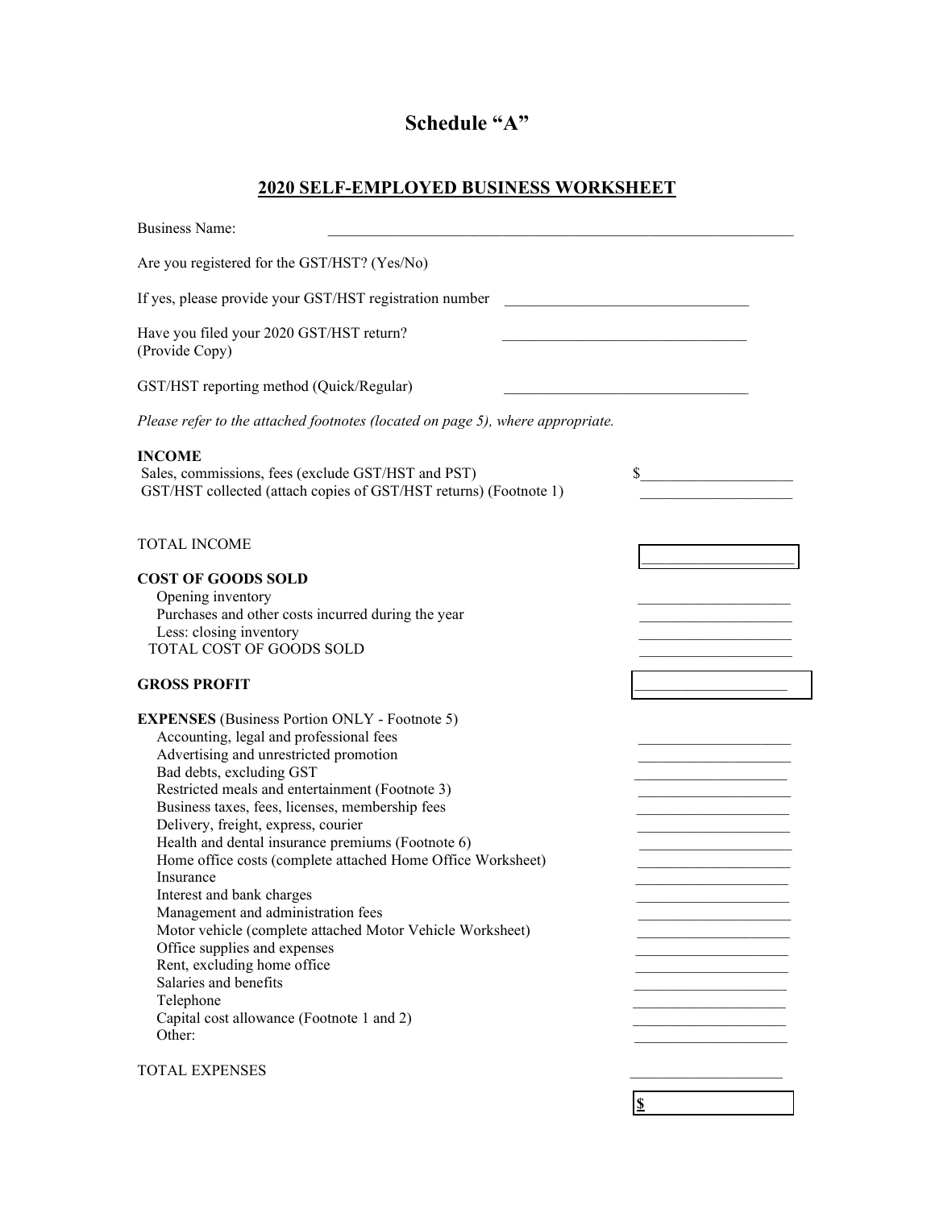# Schedule "A"

## 2020 SELF-EMPLOYED BUSINESS WORKSHEET

Business Name: ______________________________

Are you registered for the GST/HST? (Yes/No)

If yes, please provide your GST/HST registration number ______________________________

Have you filed your 2020 GST/HST return? (Provide Copy) ______________________________

GST/HST reporting method (Quick/Regular) ______________________________

*Please refer to the attached footnotes (located on page 5), where appropriate.*

| | |
|---|---|
| **INCOME** | |
| Sales, commissions, fees (exclude GST/HST and PST) | $____________ |
| GST/HST collected (attach copies of GST/HST returns) (Footnote 1) | ____________ |
| TOTAL INCOME | ____________ |
| **COST OF GOODS SOLD** | |
| Opening inventory | ____________ |
| Purchases and other costs incurred during the year | ____________ |
| Less: closing inventory | ____________ |
| TOTAL COST OF GOODS SOLD | ____________ |
| **GROSS PROFIT** | ____________ |
| **EXPENSES** (Business Portion ONLY - Footnote 5) | |
| Accounting, legal and professional fees | ____________ |
| Advertising and unrestricted promotion | ____________ |
| Bad debts, excluding GST | ____________ |
| Restricted meals and entertainment (Footnote 3) | ____________ |
| Business taxes, fees, licenses, membership fees | ____________ |
| Delivery, freight, express, courier | ____________ |
| Health and dental insurance premiums (Footnote 6) | ____________ |
| Home office costs (complete attached Home Office Worksheet) | ____________ |
| Insurance | ____________ |
| Interest and bank charges | ____________ |
| Management and administration fees | ____________ |
| Motor vehicle (complete attached Motor Vehicle Worksheet) | ____________ |
| Office supplies and expenses | ____________ |
| Rent, excluding home office | ____________ |
| Salaries and benefits | ____________ |
| Telephone | ____________ |
| Capital cost allowance (Footnote 1 and 2) | ____________ |
| Other: | ____________ |
| TOTAL EXPENSES | ____________ |
| | **$** |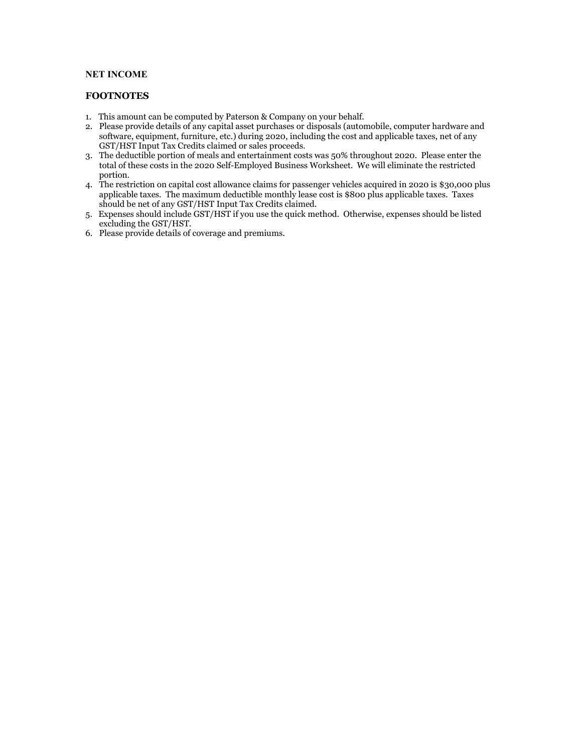**NET INCOME**

## FOOTNOTES

1. This amount can be computed by Paterson & Company on your behalf.
2. Please provide details of any capital asset purchases or disposals (automobile, computer hardware and software, equipment, furniture, etc.) during 2020, including the cost and applicable taxes, net of any GST/HST Input Tax Credits claimed or sales proceeds.
3. The deductible portion of meals and entertainment costs was 50% throughout 2020. Please enter the total of these costs in the 2020 Self-Employed Business Worksheet. We will eliminate the restricted portion.
4. The restriction on capital cost allowance claims for passenger vehicles acquired in 2020 is $30,000 plus applicable taxes. The maximum deductible monthly lease cost is $800 plus applicable taxes. Taxes should be net of any GST/HST Input Tax Credits claimed.
5. Expenses should include GST/HST if you use the quick method. Otherwise, expenses should be listed excluding the GST/HST.
6. Please provide details of coverage and premiums.